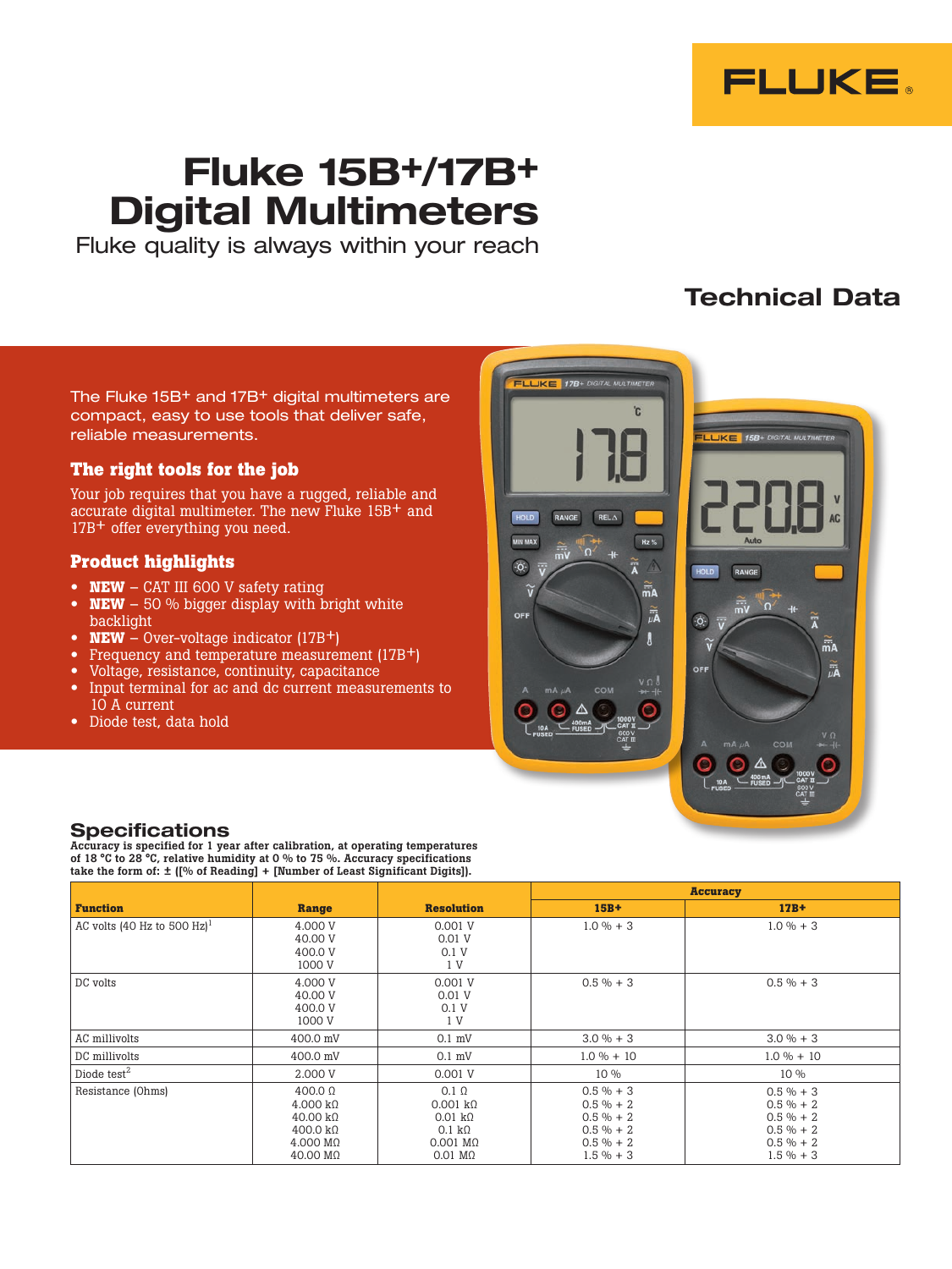FLUKE

# Fluke 15B+/17B+ Digital Multimeters

Fluke quality is always within your reach

## Technical Data

The Fluke 15B+ and 17B+ digital multimeters are compact, easy to use tools that deliver safe, reliable measurements.

### The right tools for the job

Your job requires that you have a rugged, reliable and accurate digital multimeter. The new Fluke 15B+ and 17B+ offer everything you need.

### Product highlights

- **NEW** – CAT III 600 V safety rating
- **NEW** – 50 % bigger display with bright white backlight
- **NEW** – Over-voltage indicator (17B+)
- Frequency and temperature measurement (17B+)
- Voltage, resistance, continuity, capacitance
- Input terminal for ac and dc current measurements to 10 A current
- Diode test, data hold

## Specifications

**Accuracy is specified for 1 year after calibration, at operating temperatures of 18 °C to 28 °C, relative humidity at 0 % to 75 %. Accuracy specifications take the form of: ± ([% of Reading] + [Number of Least Significant Digits]).**

| Function | Range | Resolution | Accuracy | |
|---|---|---|---|---|
| | | | 15B+ | 17B+ |
| AC volts (40 Hz to 500 Hz)[1] | 4.000 V<br>40.00 V<br>400.0 V<br>1000 V | 0.001 V<br>0.01 V<br>0.1 V<br>1 V | 1.0 % + 3 | 1.0 % + 3 |
| DC volts | 4.000 V<br>40.00 V<br>400.0 V<br>1000 V | 0.001 V<br>0.01 V<br>0.1 V<br>1 V | 0.5 % + 3 | 0.5 % + 3 |
| AC millivolts | 400.0 mV | 0.1 mV | 3.0 % + 3 | 3.0 % + 3 |
| DC millivolts | 400.0 mV | 0.1 mV | 1.0 % + 10 | 1.0 % + 10 |
| Diode test[2] | 2.000 V | 0.001 V | 10 % | 10 % |
| Resistance (Ohms) | 400.0 Ω<br>4.000 kΩ<br>40.00 kΩ<br>400.0 kΩ<br>4.000 MΩ<br>40.00 MΩ | 0.1 Ω<br>0.001 kΩ<br>0.01 kΩ<br>0.1 kΩ<br>0.001 MΩ<br>0.01 MΩ | 0.5 % + 3<br>0.5 % + 2<br>0.5 % + 2<br>0.5 % + 2<br>0.5 % + 2<br>1.5 % + 3 | 0.5 % + 3<br>0.5 % + 2<br>0.5 % + 2<br>0.5 % + 2<br>0.5 % + 2<br>1.5 % + 3 |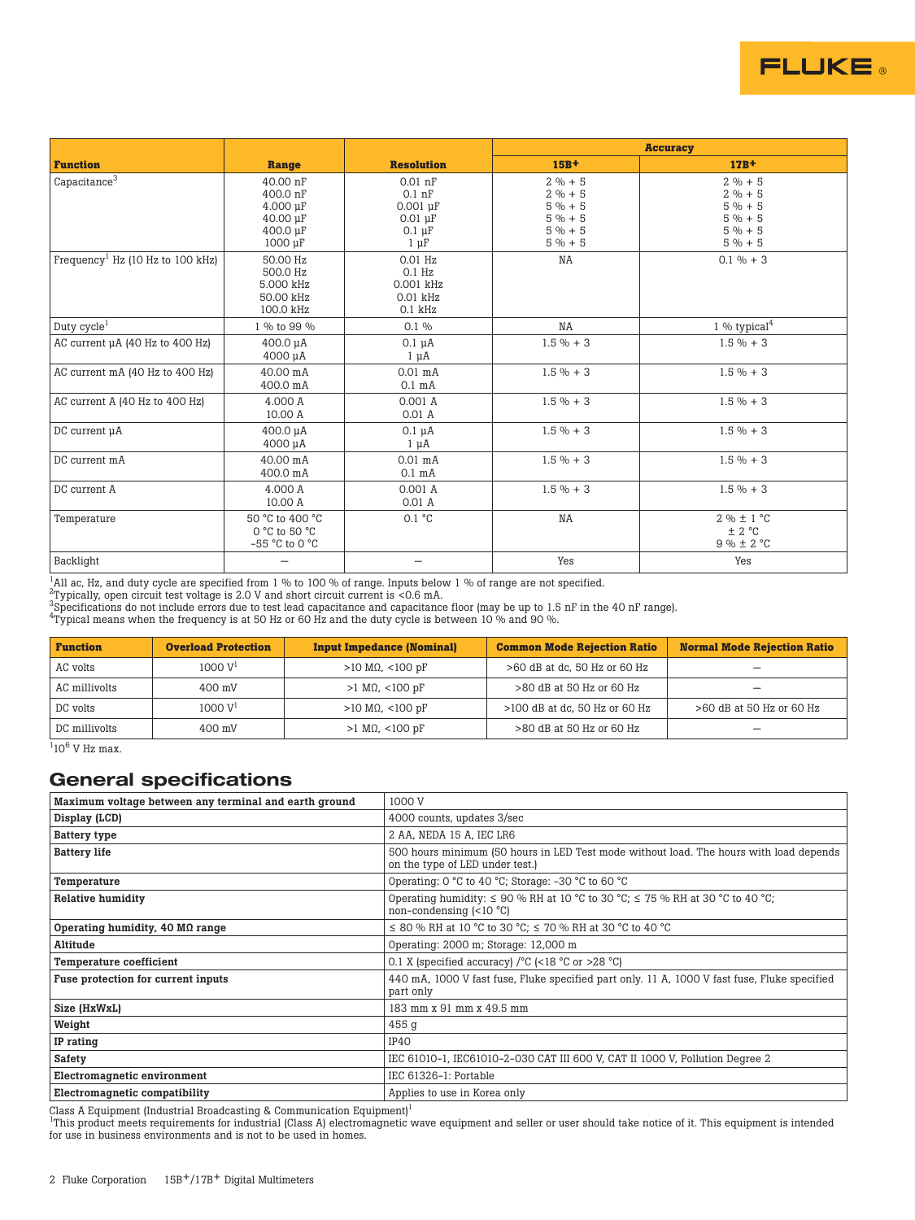| Function | Range | Resolution | Accuracy | |
|---|---|---|---|---|
| | | | 15B+ | 17B+ |
| Capacitance[3] | 40.00 nF<br>400.0 nF<br>4.000 µF<br>40.00 µF<br>400.0 µF<br>1000 µF | 0.01 nF<br>0.1 nF<br>0.001 µF<br>0.01 µF<br>0.1 µF<br>1 µF | 2 % + 5<br>2 % + 5<br>5 % + 5<br>5 % + 5<br>5 % + 5<br>5 % + 5 | 2 % + 5<br>2 % + 5<br>5 % + 5<br>5 % + 5<br>5 % + 5<br>5 % + 5 |
| Frequency[1] Hz (10 Hz to 100 kHz) | 50.00 Hz<br>500.0 Hz<br>5.000 kHz<br>50.00 kHz<br>100.0 kHz | 0.01 Hz<br>0.1 Hz<br>0.001 kHz<br>0.01 kHz<br>0.1 kHz | NA | 0.1 % + 3 |
| Duty cycle[1] | 1 % to 99 % | 0.1 % | NA | 1 % typical[4] |
| AC current µA (40 Hz to 400 Hz) | 400.0 µA<br>4000 µA | 0.1 µA<br>1 µA | 1.5 % + 3 | 1.5 % + 3 |
| AC current mA (40 Hz to 400 Hz) | 40.00 mA<br>400.0 mA | 0.01 mA<br>0.1 mA | 1.5 % + 3 | 1.5 % + 3 |
| AC current A (40 Hz to 400 Hz) | 4.000 A<br>10.00 A | 0.001 A<br>0.01 A | 1.5 % + 3 | 1.5 % + 3 |
| DC current µA | 400.0 µA<br>4000 µA | 0.1 µA<br>1 µA | 1.5 % + 3 | 1.5 % + 3 |
| DC current mA | 40.00 mA<br>400.0 mA | 0.01 mA<br>0.1 mA | 1.5 % + 3 | 1.5 % + 3 |
| DC current A | 4.000 A<br>10.00 A | 0.001 A<br>0.01 A | 1.5 % + 3 | 1.5 % + 3 |
| Temperature | 50 °C to 400 °C<br>0 °C to 50 °C<br>-55 °C to 0 °C | 0.1 °C | NA | 2 % ± 1 °C<br>± 2 °C<br>9 % ± 2 °C |
| Backlight | — | — | Yes | Yes |

[1]All ac, Hz, and duty cycle are specified from 1 % to 100 % of range. Inputs below 1 % of range are not specified.
[2]Typically, open circuit test voltage is 2.0 V and short circuit current is <0.6 mA.
[3]Specifications do not include errors due to test lead capacitance and capacitance floor (may be up to 1.5 nF in the 40 nF range).
[4]Typical means when the frequency is at 50 Hz or 60 Hz and the duty cycle is between 10 % and 90 %.

| Function | Overload Protection | Input Impedance (Nominal) | Common Mode Rejection Ratio | Normal Mode Rejection Ratio |
|---|---|---|---|---|
| AC volts | 1000 V[1] | >10 MΩ, <100 pF | >60 dB at dc, 50 Hz or 60 Hz | — |
| AC millivolts | 400 mV | >1 MΩ, <100 pF | >80 dB at 50 Hz or 60 Hz | — |
| DC volts | 1000 V[1] | >10 MΩ, <100 pF | >100 dB at dc, 50 Hz or 60 Hz | >60 dB at 50 Hz or 60 Hz |
| DC millivolts | 400 mV | >1 MΩ, <100 pF | >80 dB at 50 Hz or 60 Hz | — |

[1]$10^6$ V Hz max.

## General specifications

| | |
|---|---|
| **Maximum voltage between any terminal and earth ground** | 1000 V |
| **Display (LCD)** | 4000 counts, updates 3/sec |
| **Battery type** | 2 AA, NEDA 15 A, IEC LR6 |
| **Battery life** | 500 hours minimum (50 hours in LED Test mode without load. The hours with load depends on the type of LED under test.) |
| **Temperature** | Operating: 0 °C to 40 °C; Storage: -30 °C to 60 °C |
| **Relative humidity** | Operating humidity: ≤ 90 % RH at 10 °C to 30 °C; ≤ 75 % RH at 30 °C to 40 °C; non-condensing (<10 °C) |
| **Operating humidity, 40 MΩ range** | ≤ 80 % RH at 10 °C to 30 °C; ≤ 70 % RH at 30 °C to 40 °C |
| **Altitude** | Operating: 2000 m; Storage: 12,000 m |
| **Temperature coefficient** | 0.1 X (specified accuracy) /°C (<18 °C or >28 °C) |
| **Fuse protection for current inputs** | 440 mA, 1000 V fast fuse, Fluke specified part only. 11 A, 1000 V fast fuse, Fluke specified part only |
| **Size (HxWxL)** | 183 mm x 91 mm x 49.5 mm |
| **Weight** | 455 g |
| **IP rating** | IP40 |
| **Safety** | IEC 61010-1, IEC61010-2-030 CAT III 600 V, CAT II 1000 V, Pollution Degree 2 |
| **Electromagnetic environment** | IEC 61326-1: Portable |
| **Electromagnetic compatibility** | Applies to use in Korea only |

Class A Equipment (Industrial Broadcasting & Communication Equipment)[1]
[1]This product meets requirements for industrial (Class A) electromagnetic wave equipment and seller or user should take notice of it. This equipment is intended for use in business environments and is not to be used in homes.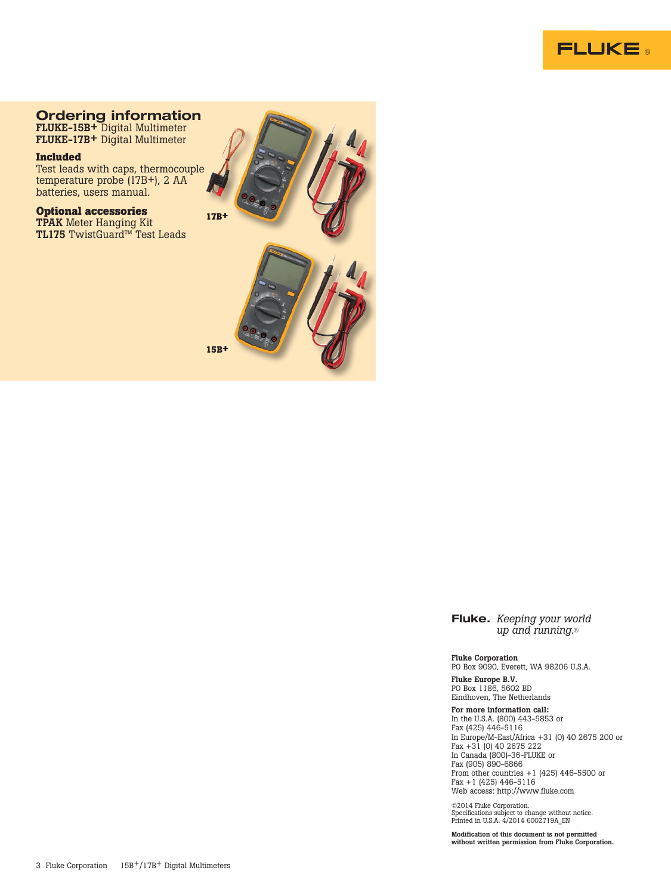## Ordering information

**FLUKE-15B+** Digital Multimeter
**FLUKE-17B+** Digital Multimeter

### Included

Test leads with caps, thermocouple temperature probe (17B+), 2 AA batteries, users manual.

### Optional accessories

**TPAK** Meter Hanging Kit
**TL175** TwistGuard™ Test Leads

17B+

15B+

**Fluke.** *Keeping your world up and running.*®

**Fluke Corporation**
PO Box 9090, Everett, WA 98206 U.S.A.

**Fluke Europe B.V.**
PO Box 1186, 5602 BD
Eindhoven, The Netherlands

**For more information call:**
In the U.S.A. (800) 443-5853 or
Fax (425) 446-5116
In Europe/M-East/Africa +31 (0) 40 2675 200 or
Fax +31 (0) 40 2675 222
In Canada (800)-36-FLUKE or
Fax (905) 890-6866
From other countries +1 (425) 446-5500 or
Fax +1 (425) 446-5116
Web access: http://www.fluke.com

©2014 Fluke Corporation.
Specifications subject to change without notice.
Printed in U.S.A. 4/2014 6002719A_EN

**Modification of this document is not permitted without written permission from Fluke Corporation.**